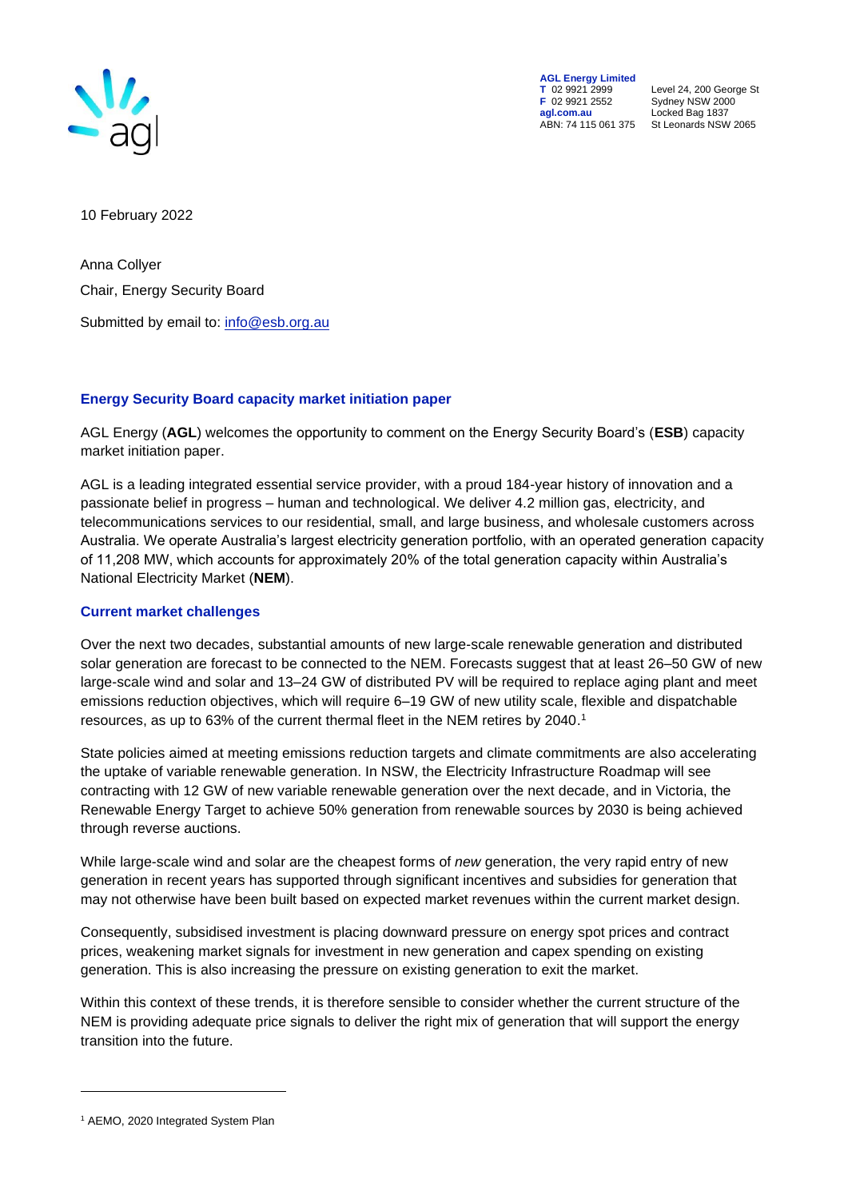**AGL Energy Limited**
**T** 02 9921 2999
**F** 02 9921 2552
**agl.com.au**
ABN: 74 115 061 375

Level 24, 200 George St
Sydney NSW 2000
Locked Bag 1837
St Leonards NSW 2065

10 February 2022

Anna Collyer

Chair, Energy Security Board

Submitted by email to: info@esb.org.au

### Energy Security Board capacity market initiation paper

AGL Energy (**AGL**) welcomes the opportunity to comment on the Energy Security Board's (**ESB**) capacity market initiation paper.

AGL is a leading integrated essential service provider, with a proud 184-year history of innovation and a passionate belief in progress – human and technological. We deliver 4.2 million gas, electricity, and telecommunications services to our residential, small, and large business, and wholesale customers across Australia. We operate Australia's largest electricity generation portfolio, with an operated generation capacity of 11,208 MW, which accounts for approximately 20% of the total generation capacity within Australia's National Electricity Market (**NEM**).

### Current market challenges

Over the next two decades, substantial amounts of new large-scale renewable generation and distributed solar generation are forecast to be connected to the NEM. Forecasts suggest that at least 26–50 GW of new large-scale wind and solar and 13–24 GW of distributed PV will be required to replace aging plant and meet emissions reduction objectives, which will require 6–19 GW of new utility scale, flexible and dispatchable resources, as up to 63% of the current thermal fleet in the NEM retires by 2040.[1]

State policies aimed at meeting emissions reduction targets and climate commitments are also accelerating the uptake of variable renewable generation. In NSW, the Electricity Infrastructure Roadmap will see contracting with 12 GW of new variable renewable generation over the next decade, and in Victoria, the Renewable Energy Target to achieve 50% generation from renewable sources by 2030 is being achieved through reverse auctions.

While large-scale wind and solar are the cheapest forms of *new* generation, the very rapid entry of new generation in recent years has supported through significant incentives and subsidies for generation that may not otherwise have been built based on expected market revenues within the current market design.

Consequently, subsidised investment is placing downward pressure on energy spot prices and contract prices, weakening market signals for investment in new generation and capex spending on existing generation. This is also increasing the pressure on existing generation to exit the market.

Within this context of these trends, it is therefore sensible to consider whether the current structure of the NEM is providing adequate price signals to deliver the right mix of generation that will support the energy transition into the future.

[1] AEMO, 2020 Integrated System Plan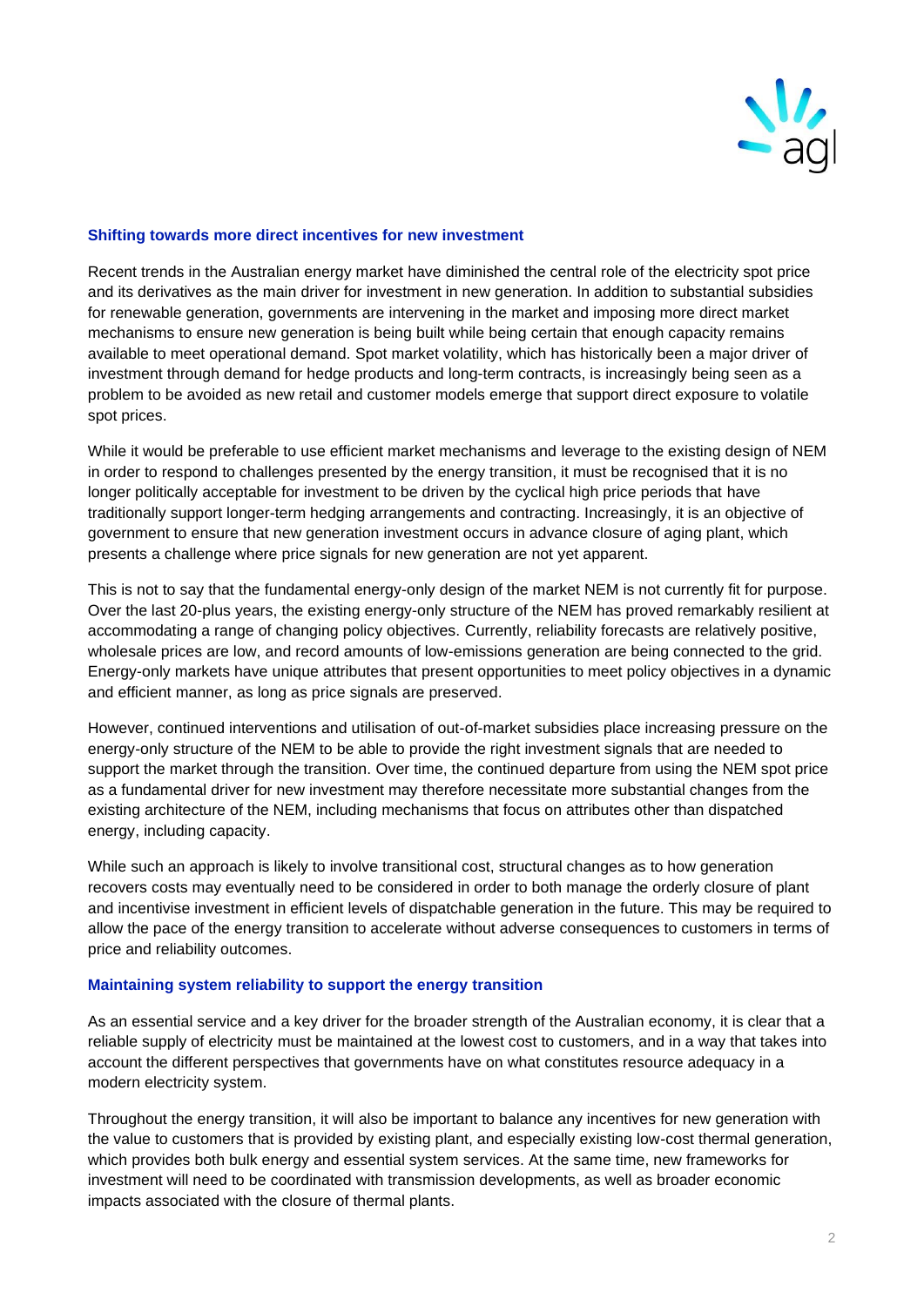### Shifting towards more direct incentives for new investment

Recent trends in the Australian energy market have diminished the central role of the electricity spot price and its derivatives as the main driver for investment in new generation. In addition to substantial subsidies for renewable generation, governments are intervening in the market and imposing more direct market mechanisms to ensure new generation is being built while being certain that enough capacity remains available to meet operational demand. Spot market volatility, which has historically been a major driver of investment through demand for hedge products and long-term contracts, is increasingly being seen as a problem to be avoided as new retail and customer models emerge that support direct exposure to volatile spot prices.

While it would be preferable to use efficient market mechanisms and leverage to the existing design of NEM in order to respond to challenges presented by the energy transition, it must be recognised that it is no longer politically acceptable for investment to be driven by the cyclical high price periods that have traditionally support longer-term hedging arrangements and contracting. Increasingly, it is an objective of government to ensure that new generation investment occurs in advance closure of aging plant, which presents a challenge where price signals for new generation are not yet apparent.

This is not to say that the fundamental energy-only design of the market NEM is not currently fit for purpose. Over the last 20-plus years, the existing energy-only structure of the NEM has proved remarkably resilient at accommodating a range of changing policy objectives. Currently, reliability forecasts are relatively positive, wholesale prices are low, and record amounts of low-emissions generation are being connected to the grid. Energy-only markets have unique attributes that present opportunities to meet policy objectives in a dynamic and efficient manner, as long as price signals are preserved.

However, continued interventions and utilisation of out-of-market subsidies place increasing pressure on the energy-only structure of the NEM to be able to provide the right investment signals that are needed to support the market through the transition. Over time, the continued departure from using the NEM spot price as a fundamental driver for new investment may therefore necessitate more substantial changes from the existing architecture of the NEM, including mechanisms that focus on attributes other than dispatched energy, including capacity.

While such an approach is likely to involve transitional cost, structural changes as to how generation recovers costs may eventually need to be considered in order to both manage the orderly closure of plant and incentivise investment in efficient levels of dispatchable generation in the future. This may be required to allow the pace of the energy transition to accelerate without adverse consequences to customers in terms of price and reliability outcomes.

### Maintaining system reliability to support the energy transition

As an essential service and a key driver for the broader strength of the Australian economy, it is clear that a reliable supply of electricity must be maintained at the lowest cost to customers, and in a way that takes into account the different perspectives that governments have on what constitutes resource adequacy in a modern electricity system.

Throughout the energy transition, it will also be important to balance any incentives for new generation with the value to customers that is provided by existing plant, and especially existing low-cost thermal generation, which provides both bulk energy and essential system services. At the same time, new frameworks for investment will need to be coordinated with transmission developments, as well as broader economic impacts associated with the closure of thermal plants.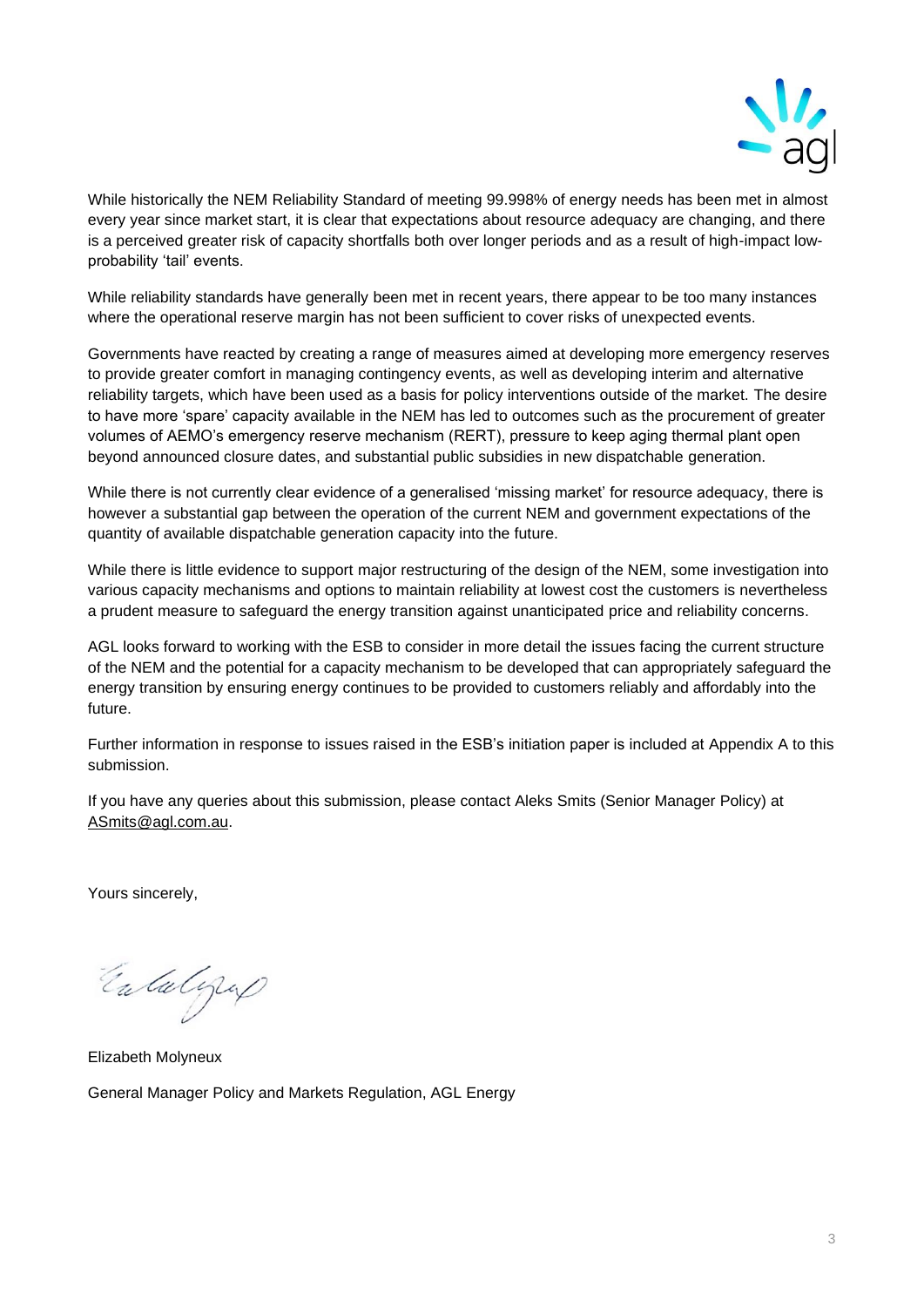While historically the NEM Reliability Standard of meeting 99.998% of energy needs has been met in almost every year since market start, it is clear that expectations about resource adequacy are changing, and there is a perceived greater risk of capacity shortfalls both over longer periods and as a result of high-impact low-probability 'tail' events.

While reliability standards have generally been met in recent years, there appear to be too many instances where the operational reserve margin has not been sufficient to cover risks of unexpected events.

Governments have reacted by creating a range of measures aimed at developing more emergency reserves to provide greater comfort in managing contingency events, as well as developing interim and alternative reliability targets, which have been used as a basis for policy interventions outside of the market. The desire to have more 'spare' capacity available in the NEM has led to outcomes such as the procurement of greater volumes of AEMO's emergency reserve mechanism (RERT), pressure to keep aging thermal plant open beyond announced closure dates, and substantial public subsidies in new dispatchable generation.

While there is not currently clear evidence of a generalised 'missing market' for resource adequacy, there is however a substantial gap between the operation of the current NEM and government expectations of the quantity of available dispatchable generation capacity into the future.

While there is little evidence to support major restructuring of the design of the NEM, some investigation into various capacity mechanisms and options to maintain reliability at lowest cost the customers is nevertheless a prudent measure to safeguard the energy transition against unanticipated price and reliability concerns.

AGL looks forward to working with the ESB to consider in more detail the issues facing the current structure of the NEM and the potential for a capacity mechanism to be developed that can appropriately safeguard the energy transition by ensuring energy continues to be provided to customers reliably and affordably into the future.

Further information in response to issues raised in the ESB's initiation paper is included at Appendix A to this submission.

If you have any queries about this submission, please contact Aleks Smits (Senior Manager Policy) at ASmits@agl.com.au.

Yours sincerely,

Elizabeth Molyneux

General Manager Policy and Markets Regulation, AGL Energy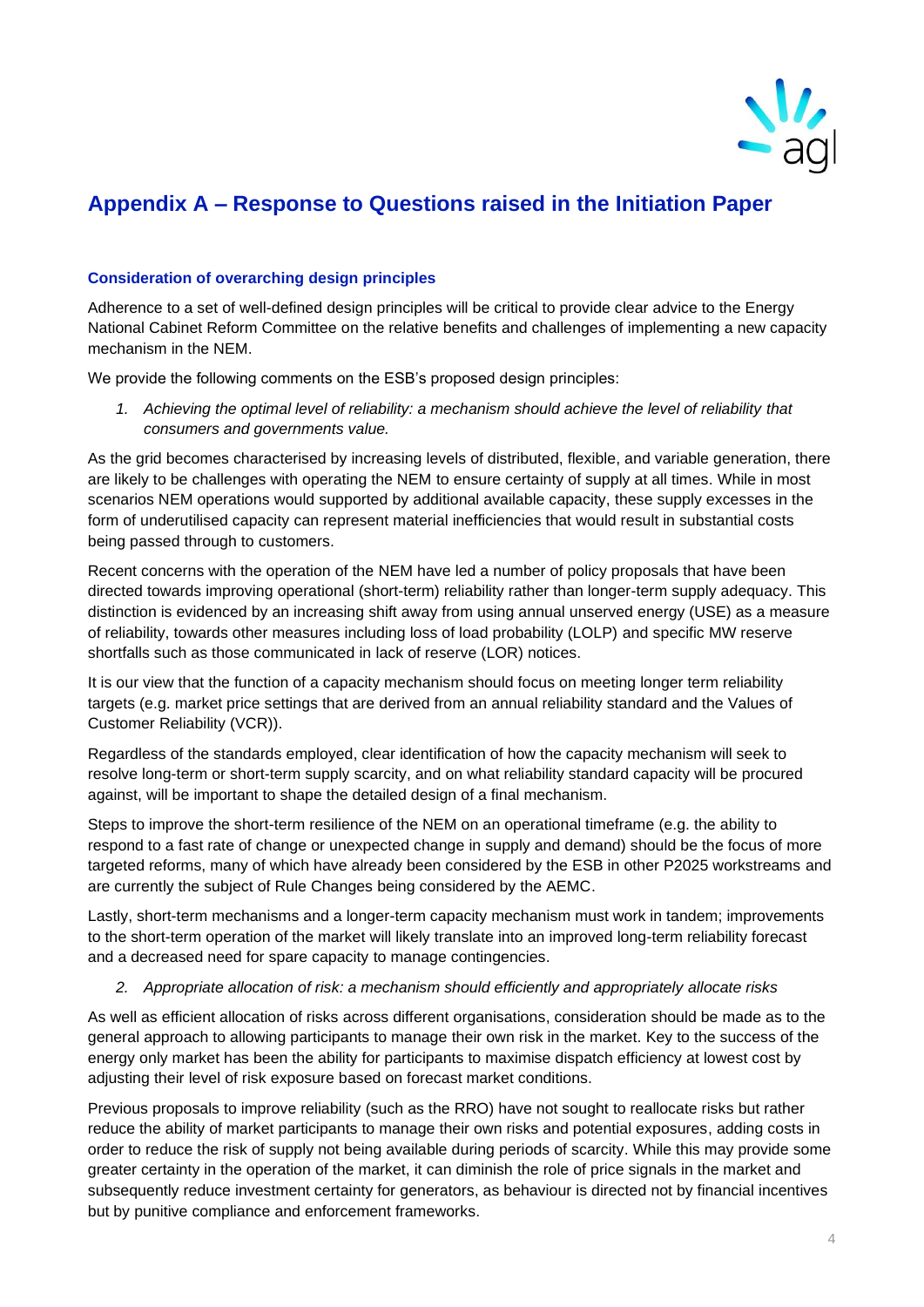# Appendix A – Response to Questions raised in the Initiation Paper

### Consideration of overarching design principles

Adherence to a set of well-defined design principles will be critical to provide clear advice to the Energy National Cabinet Reform Committee on the relative benefits and challenges of implementing a new capacity mechanism in the NEM.

We provide the following comments on the ESB's proposed design principles:

1. *Achieving the optimal level of reliability: a mechanism should achieve the level of reliability that consumers and governments value.*

As the grid becomes characterised by increasing levels of distributed, flexible, and variable generation, there are likely to be challenges with operating the NEM to ensure certainty of supply at all times. While in most scenarios NEM operations would supported by additional available capacity, these supply excesses in the form of underutilised capacity can represent material inefficiencies that would result in substantial costs being passed through to customers.

Recent concerns with the operation of the NEM have led a number of policy proposals that have been directed towards improving operational (short-term) reliability rather than longer-term supply adequacy. This distinction is evidenced by an increasing shift away from using annual unserved energy (USE) as a measure of reliability, towards other measures including loss of load probability (LOLP) and specific MW reserve shortfalls such as those communicated in lack of reserve (LOR) notices.

It is our view that the function of a capacity mechanism should focus on meeting longer term reliability targets (e.g. market price settings that are derived from an annual reliability standard and the Values of Customer Reliability (VCR)).

Regardless of the standards employed, clear identification of how the capacity mechanism will seek to resolve long-term or short-term supply scarcity, and on what reliability standard capacity will be procured against, will be important to shape the detailed design of a final mechanism.

Steps to improve the short-term resilience of the NEM on an operational timeframe (e.g. the ability to respond to a fast rate of change or unexpected change in supply and demand) should be the focus of more targeted reforms, many of which have already been considered by the ESB in other P2025 workstreams and are currently the subject of Rule Changes being considered by the AEMC.

Lastly, short-term mechanisms and a longer-term capacity mechanism must work in tandem; improvements to the short-term operation of the market will likely translate into an improved long-term reliability forecast and a decreased need for spare capacity to manage contingencies.

2. *Appropriate allocation of risk: a mechanism should efficiently and appropriately allocate risks*

As well as efficient allocation of risks across different organisations, consideration should be made as to the general approach to allowing participants to manage their own risk in the market. Key to the success of the energy only market has been the ability for participants to maximise dispatch efficiency at lowest cost by adjusting their level of risk exposure based on forecast market conditions.

Previous proposals to improve reliability (such as the RRO) have not sought to reallocate risks but rather reduce the ability of market participants to manage their own risks and potential exposures, adding costs in order to reduce the risk of supply not being available during periods of scarcity. While this may provide some greater certainty in the operation of the market, it can diminish the role of price signals in the market and subsequently reduce investment certainty for generators, as behaviour is directed not by financial incentives but by punitive compliance and enforcement frameworks.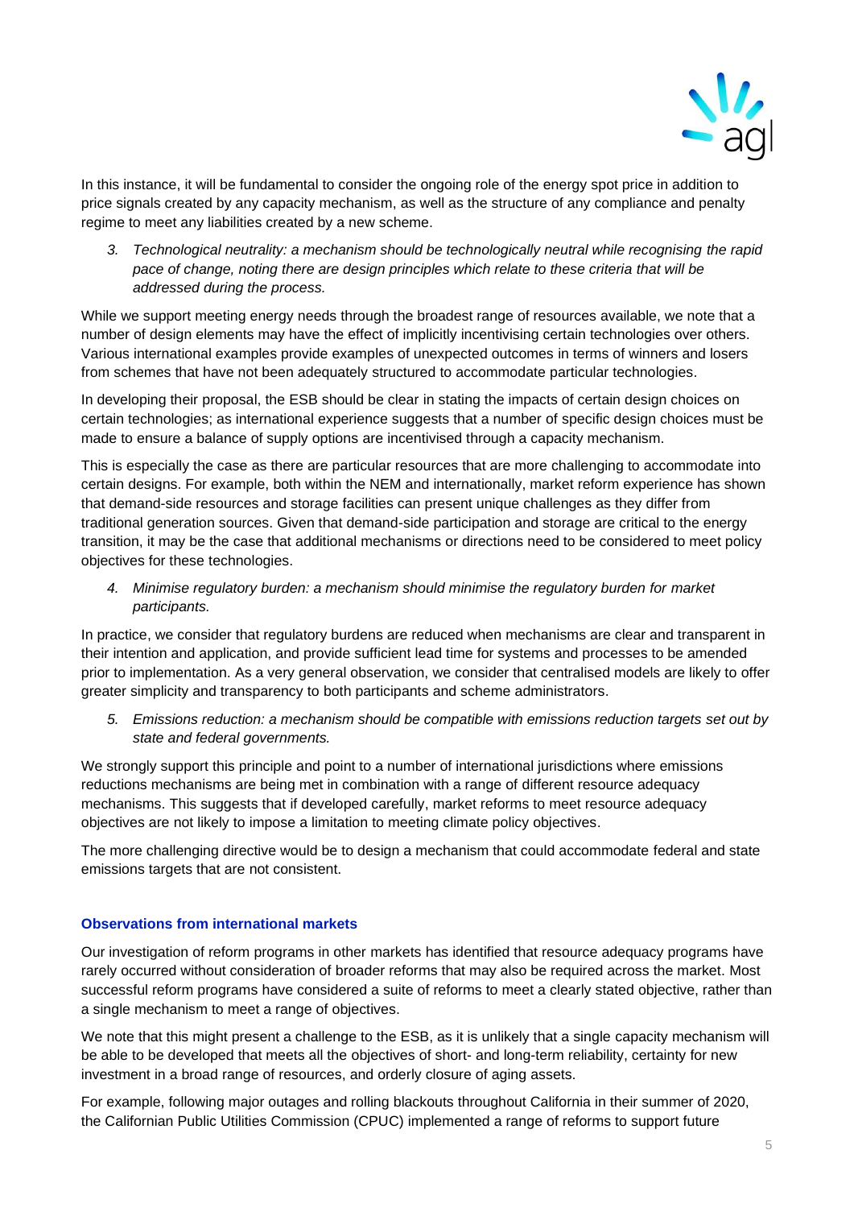In this instance, it will be fundamental to consider the ongoing role of the energy spot price in addition to price signals created by any capacity mechanism, as well as the structure of any compliance and penalty regime to meet any liabilities created by a new scheme.

3. *Technological neutrality: a mechanism should be technologically neutral while recognising the rapid pace of change, noting there are design principles which relate to these criteria that will be addressed during the process.*

While we support meeting energy needs through the broadest range of resources available, we note that a number of design elements may have the effect of implicitly incentivising certain technologies over others. Various international examples provide examples of unexpected outcomes in terms of winners and losers from schemes that have not been adequately structured to accommodate particular technologies.

In developing their proposal, the ESB should be clear in stating the impacts of certain design choices on certain technologies; as international experience suggests that a number of specific design choices must be made to ensure a balance of supply options are incentivised through a capacity mechanism.

This is especially the case as there are particular resources that are more challenging to accommodate into certain designs. For example, both within the NEM and internationally, market reform experience has shown that demand-side resources and storage facilities can present unique challenges as they differ from traditional generation sources. Given that demand-side participation and storage are critical to the energy transition, it may be the case that additional mechanisms or directions need to be considered to meet policy objectives for these technologies.

4. *Minimise regulatory burden: a mechanism should minimise the regulatory burden for market participants.*

In practice, we consider that regulatory burdens are reduced when mechanisms are clear and transparent in their intention and application, and provide sufficient lead time for systems and processes to be amended prior to implementation. As a very general observation, we consider that centralised models are likely to offer greater simplicity and transparency to both participants and scheme administrators.

5. *Emissions reduction: a mechanism should be compatible with emissions reduction targets set out by state and federal governments.*

We strongly support this principle and point to a number of international jurisdictions where emissions reductions mechanisms are being met in combination with a range of different resource adequacy mechanisms. This suggests that if developed carefully, market reforms to meet resource adequacy objectives are not likely to impose a limitation to meeting climate policy objectives.

The more challenging directive would be to design a mechanism that could accommodate federal and state emissions targets that are not consistent.

## Observations from international markets

Our investigation of reform programs in other markets has identified that resource adequacy programs have rarely occurred without consideration of broader reforms that may also be required across the market. Most successful reform programs have considered a suite of reforms to meet a clearly stated objective, rather than a single mechanism to meet a range of objectives.

We note that this might present a challenge to the ESB, as it is unlikely that a single capacity mechanism will be able to be developed that meets all the objectives of short- and long-term reliability, certainty for new investment in a broad range of resources, and orderly closure of aging assets.

For example, following major outages and rolling blackouts throughout California in their summer of 2020, the Californian Public Utilities Commission (CPUC) implemented a range of reforms to support future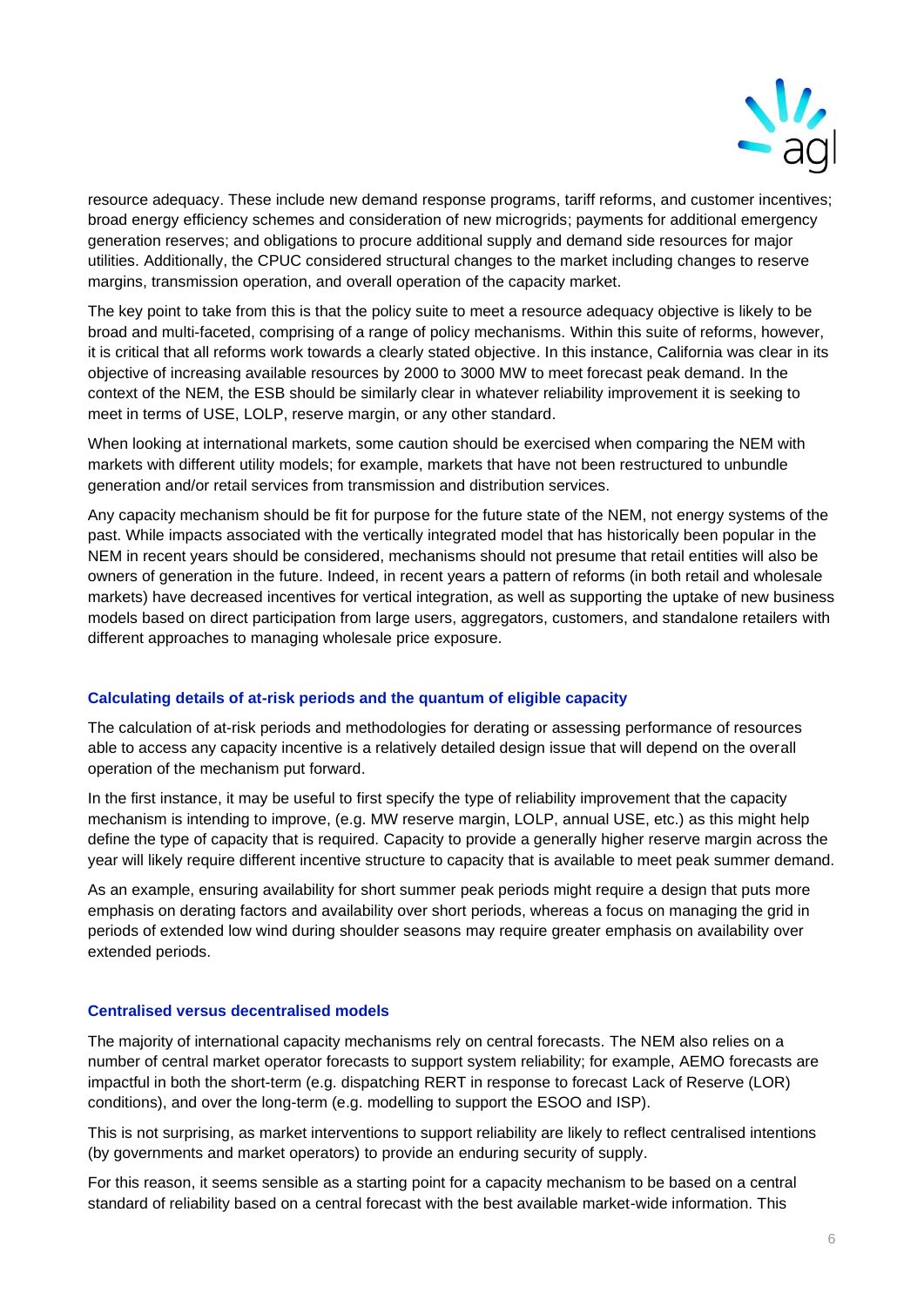resource adequacy. These include new demand response programs, tariff reforms, and customer incentives; broad energy efficiency schemes and consideration of new microgrids; payments for additional emergency generation reserves; and obligations to procure additional supply and demand side resources for major utilities. Additionally, the CPUC considered structural changes to the market including changes to reserve margins, transmission operation, and overall operation of the capacity market.

The key point to take from this is that the policy suite to meet a resource adequacy objective is likely to be broad and multi-faceted, comprising of a range of policy mechanisms. Within this suite of reforms, however, it is critical that all reforms work towards a clearly stated objective. In this instance, California was clear in its objective of increasing available resources by 2000 to 3000 MW to meet forecast peak demand. In the context of the NEM, the ESB should be similarly clear in whatever reliability improvement it is seeking to meet in terms of USE, LOLP, reserve margin, or any other standard.

When looking at international markets, some caution should be exercised when comparing the NEM with markets with different utility models; for example, markets that have not been restructured to unbundle generation and/or retail services from transmission and distribution services.

Any capacity mechanism should be fit for purpose for the future state of the NEM, not energy systems of the past. While impacts associated with the vertically integrated model that has historically been popular in the NEM in recent years should be considered, mechanisms should not presume that retail entities will also be owners of generation in the future. Indeed, in recent years a pattern of reforms (in both retail and wholesale markets) have decreased incentives for vertical integration, as well as supporting the uptake of new business models based on direct participation from large users, aggregators, customers, and standalone retailers with different approaches to managing wholesale price exposure.

### Calculating details of at-risk periods and the quantum of eligible capacity

The calculation of at-risk periods and methodologies for derating or assessing performance of resources able to access any capacity incentive is a relatively detailed design issue that will depend on the overall operation of the mechanism put forward.

In the first instance, it may be useful to first specify the type of reliability improvement that the capacity mechanism is intending to improve, (e.g. MW reserve margin, LOLP, annual USE, etc.) as this might help define the type of capacity that is required. Capacity to provide a generally higher reserve margin across the year will likely require different incentive structure to capacity that is available to meet peak summer demand.

As an example, ensuring availability for short summer peak periods might require a design that puts more emphasis on derating factors and availability over short periods, whereas a focus on managing the grid in periods of extended low wind during shoulder seasons may require greater emphasis on availability over extended periods.

### Centralised versus decentralised models

The majority of international capacity mechanisms rely on central forecasts. The NEM also relies on a number of central market operator forecasts to support system reliability; for example, AEMO forecasts are impactful in both the short-term (e.g. dispatching RERT in response to forecast Lack of Reserve (LOR) conditions), and over the long-term (e.g. modelling to support the ESOO and ISP).

This is not surprising, as market interventions to support reliability are likely to reflect centralised intentions (by governments and market operators) to provide an enduring security of supply.

For this reason, it seems sensible as a starting point for a capacity mechanism to be based on a central standard of reliability based on a central forecast with the best available market-wide information. This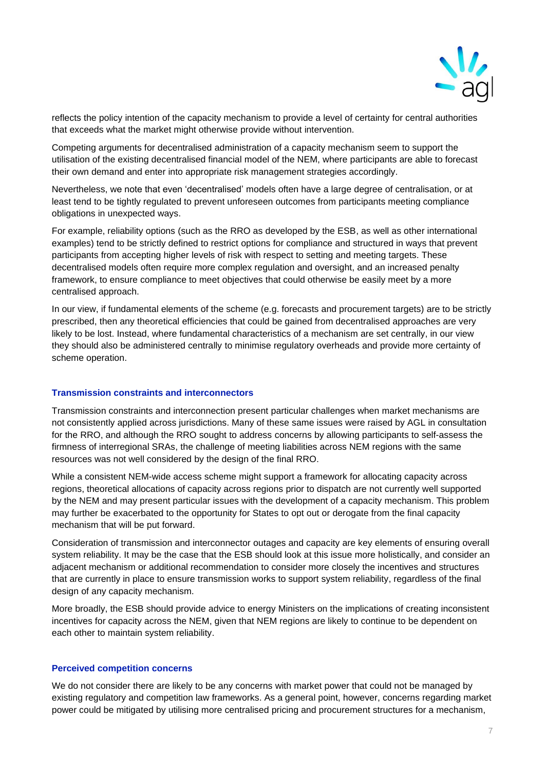reflects the policy intention of the capacity mechanism to provide a level of certainty for central authorities that exceeds what the market might otherwise provide without intervention.

Competing arguments for decentralised administration of a capacity mechanism seem to support the utilisation of the existing decentralised financial model of the NEM, where participants are able to forecast their own demand and enter into appropriate risk management strategies accordingly.

Nevertheless, we note that even 'decentralised' models often have a large degree of centralisation, or at least tend to be tightly regulated to prevent unforeseen outcomes from participants meeting compliance obligations in unexpected ways.

For example, reliability options (such as the RRO as developed by the ESB, as well as other international examples) tend to be strictly defined to restrict options for compliance and structured in ways that prevent participants from accepting higher levels of risk with respect to setting and meeting targets. These decentralised models often require more complex regulation and oversight, and an increased penalty framework, to ensure compliance to meet objectives that could otherwise be easily meet by a more centralised approach.

In our view, if fundamental elements of the scheme (e.g. forecasts and procurement targets) are to be strictly prescribed, then any theoretical efficiencies that could be gained from decentralised approaches are very likely to be lost. Instead, where fundamental characteristics of a mechanism are set centrally, in our view they should also be administered centrally to minimise regulatory overheads and provide more certainty of scheme operation.

### Transmission constraints and interconnectors

Transmission constraints and interconnection present particular challenges when market mechanisms are not consistently applied across jurisdictions. Many of these same issues were raised by AGL in consultation for the RRO, and although the RRO sought to address concerns by allowing participants to self-assess the firmness of interregional SRAs, the challenge of meeting liabilities across NEM regions with the same resources was not well considered by the design of the final RRO.

While a consistent NEM-wide access scheme might support a framework for allocating capacity across regions, theoretical allocations of capacity across regions prior to dispatch are not currently well supported by the NEM and may present particular issues with the development of a capacity mechanism. This problem may further be exacerbated to the opportunity for States to opt out or derogate from the final capacity mechanism that will be put forward.

Consideration of transmission and interconnector outages and capacity are key elements of ensuring overall system reliability. It may be the case that the ESB should look at this issue more holistically, and consider an adjacent mechanism or additional recommendation to consider more closely the incentives and structures that are currently in place to ensure transmission works to support system reliability, regardless of the final design of any capacity mechanism.

More broadly, the ESB should provide advice to energy Ministers on the implications of creating inconsistent incentives for capacity across the NEM, given that NEM regions are likely to continue to be dependent on each other to maintain system reliability.

### Perceived competition concerns

We do not consider there are likely to be any concerns with market power that could not be managed by existing regulatory and competition law frameworks. As a general point, however, concerns regarding market power could be mitigated by utilising more centralised pricing and procurement structures for a mechanism,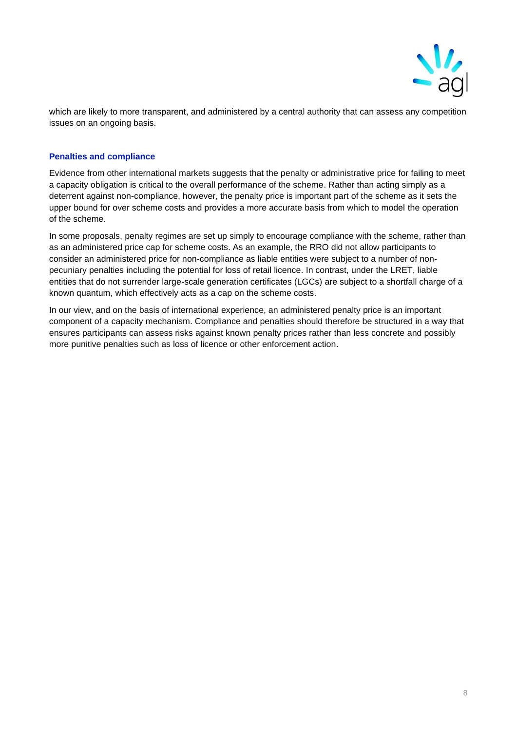which are likely to more transparent, and administered by a central authority that can assess any competition issues on an ongoing basis.

### Penalties and compliance

Evidence from other international markets suggests that the penalty or administrative price for failing to meet a capacity obligation is critical to the overall performance of the scheme. Rather than acting simply as a deterrent against non-compliance, however, the penalty price is important part of the scheme as it sets the upper bound for over scheme costs and provides a more accurate basis from which to model the operation of the scheme.

In some proposals, penalty regimes are set up simply to encourage compliance with the scheme, rather than as an administered price cap for scheme costs. As an example, the RRO did not allow participants to consider an administered price for non-compliance as liable entities were subject to a number of non-pecuniary penalties including the potential for loss of retail licence. In contrast, under the LRET, liable entities that do not surrender large-scale generation certificates (LGCs) are subject to a shortfall charge of a known quantum, which effectively acts as a cap on the scheme costs.

In our view, and on the basis of international experience, an administered penalty price is an important component of a capacity mechanism. Compliance and penalties should therefore be structured in a way that ensures participants can assess risks against known penalty prices rather than less concrete and possibly more punitive penalties such as loss of licence or other enforcement action.